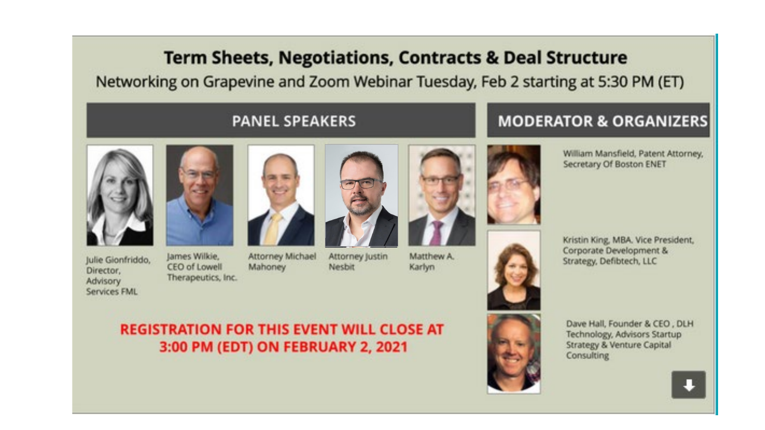# Term Sheets, Negotiations, Contracts & Deal Structure

Networking on Grapevine and Zoom Webinar Tuesday, Feb 2 starting at 5:30 PM (ET)

## PANEL SPEAKERS

- Julie Gionfriddo, Director, Advisory Services FML
- James Wilkie, CEO of Lowell Therapeutics, Inc.
- Attorney Michael Mahoney
- Attorney Justin Nesbit
- Matthew A. Karlyn

## MODERATOR & ORGANIZERS

- William Mansfield, Patent Attorney, Secretary Of Boston ENET
- Kristin King, MBA, Vice President, Corporate Development & Strategy, Defibtech, LLC
- Dave Hall, Founder & CEO , DLH Technology, Advisors Startup Strategy & Venture Capital Consulting

**REGISTRATION FOR THIS EVENT WILL CLOSE AT 3:00 PM (EDT) ON FEBRUARY 2, 2021**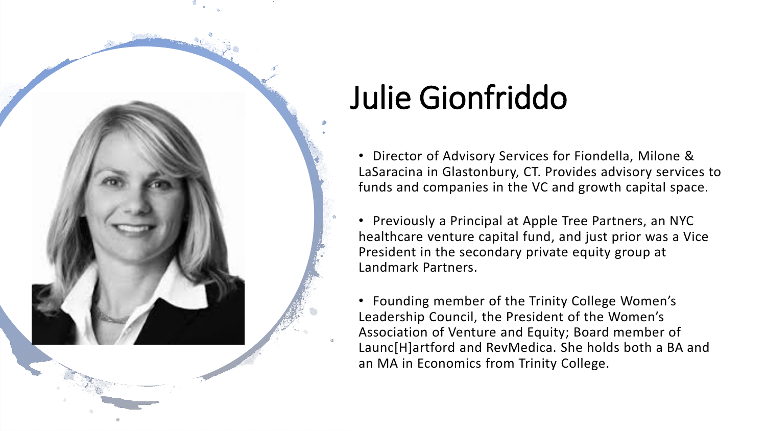# Julie Gionfriddo

- Director of Advisory Services for Fiondella, Milone & LaSaracina in Glastonbury, CT. Provides advisory services to funds and companies in the VC and growth capital space.
- Previously a Principal at Apple Tree Partners, an NYC healthcare venture capital fund, and just prior was a Vice President in the secondary private equity group at Landmark Partners.
- Founding member of the Trinity College Women's Leadership Council, the President of the Women's Association of Venture and Equity; Board member of Launc[H]artford and RevMedica. She holds both a BA and an MA in Economics from Trinity College.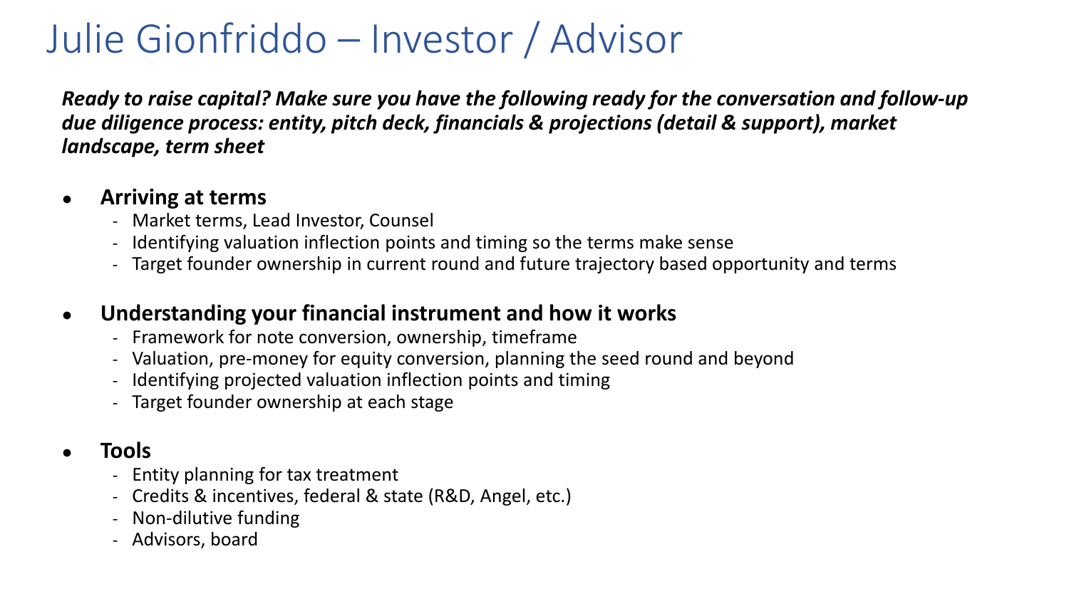# Julie Gionfriddo – Investor / Advisor

***Ready to raise capital? Make sure you have the following ready for the conversation and follow-up due diligence process: entity, pitch deck, financials & projections (detail & support), market landscape, term sheet***

- **Arriving at terms**
  - Market terms, Lead Investor, Counsel
  - Identifying valuation inflection points and timing so the terms make sense
  - Target founder ownership in current round and future trajectory based opportunity and terms

- **Understanding your financial instrument and how it works**
  - Framework for note conversion, ownership, timeframe
  - Valuation, pre-money for equity conversion, planning the seed round and beyond
  - Identifying projected valuation inflection points and timing
  - Target founder ownership at each stage

- **Tools**
  - Entity planning for tax treatment
  - Credits & incentives, federal & state (R&D, Angel, etc.)
  - Non-dilutive funding
  - Advisors, board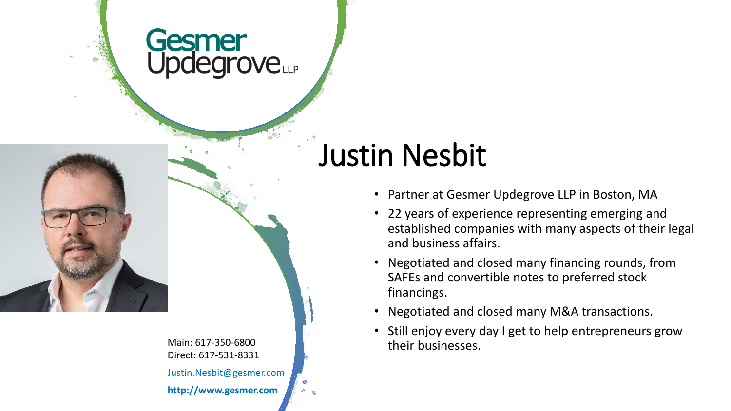Gesmer Updegrove LLP

# Justin Nesbit

- Partner at Gesmer Updegrove LLP in Boston, MA
- 22 years of experience representing emerging and established companies with many aspects of their legal and business affairs.
- Negotiated and closed many financing rounds, from SAFEs and convertible notes to preferred stock financings.
- Negotiated and closed many M&A transactions.
- Still enjoy every day I get to help entrepreneurs grow their businesses.

Main: 617-350-6800
Direct: 617-531-8331

Justin.Nesbit@gesmer.com

**http://www.gesmer.com**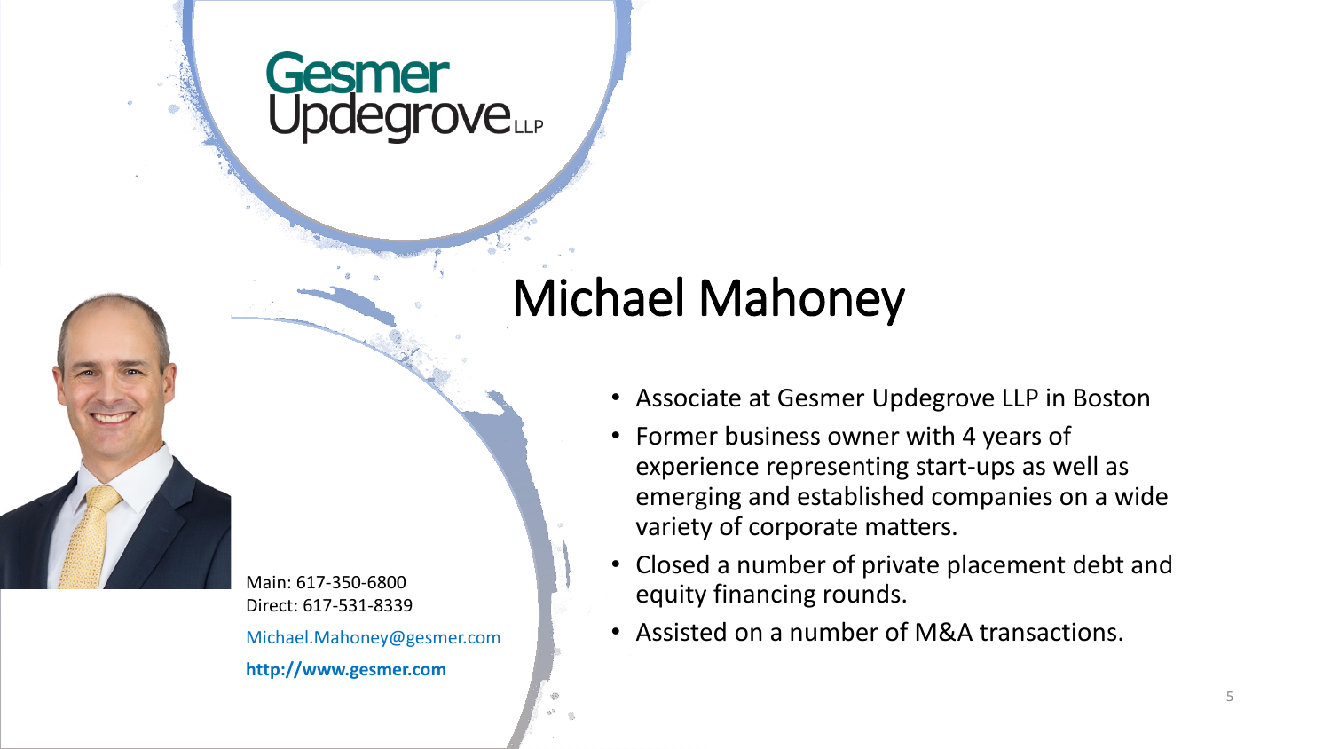Gesmer Updegrove LLP

# Michael Mahoney

- Associate at Gesmer Updegrove LLP in Boston
- Former business owner with 4 years of experience representing start-ups as well as emerging and established companies on a wide variety of corporate matters.
- Closed a number of private placement debt and equity financing rounds.
- Assisted on a number of M&A transactions.

Main: 617-350-6800
Direct: 617-531-8339

Michael.Mahoney@gesmer.com

**http://www.gesmer.com**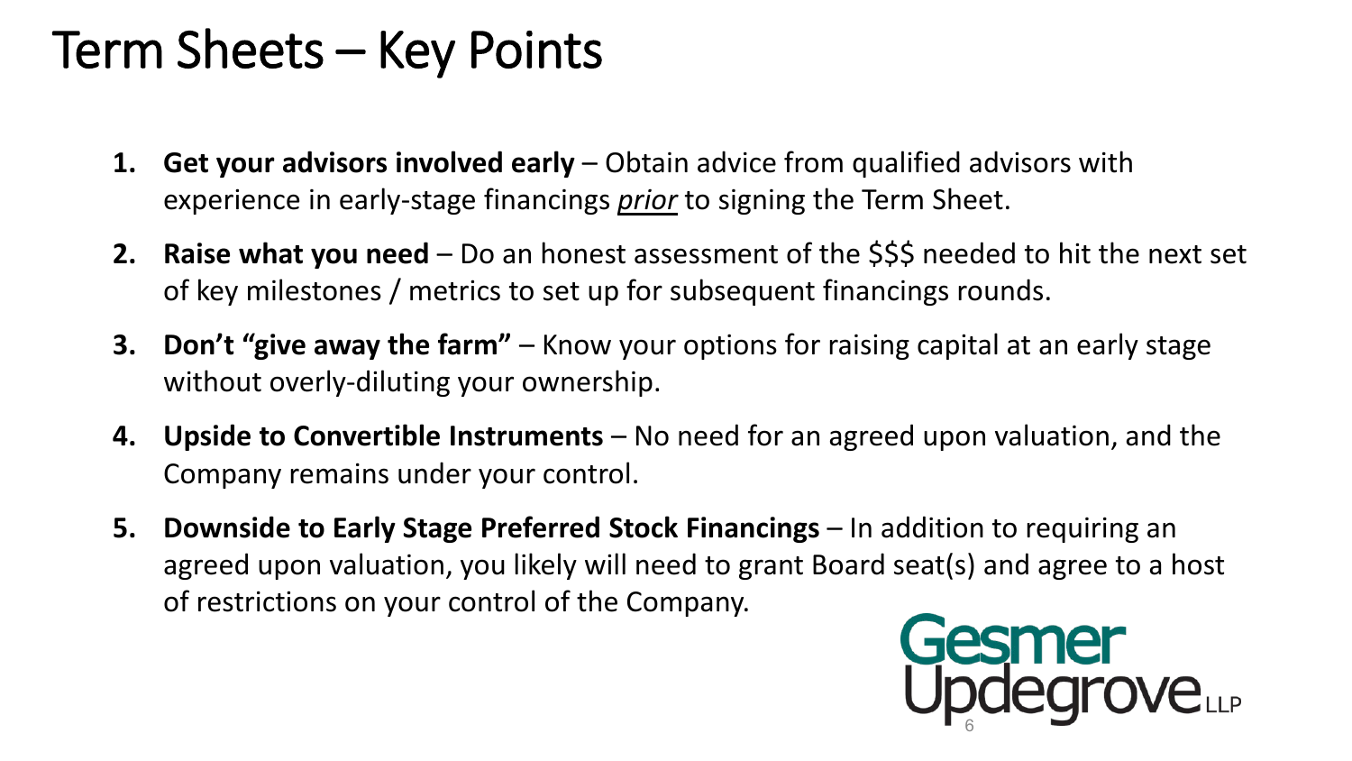# Term Sheets – Key Points

1. **Get your advisors involved early** – Obtain advice from qualified advisors with experience in early-stage financings ***prior*** to signing the Term Sheet.
2. **Raise what you need** – Do an honest assessment of the $$$ needed to hit the next set of key milestones / metrics to set up for subsequent financings rounds.
3. **Don't "give away the farm"** – Know your options for raising capital at an early stage without overly-diluting your ownership.
4. **Upside to Convertible Instruments** – No need for an agreed upon valuation, and the Company remains under your control.
5. **Downside to Early Stage Preferred Stock Financings** – In addition to requiring an agreed upon valuation, you likely will need to grant Board seat(s) and agree to a host of restrictions on your control of the Company.

Gesmer Updegrove LLP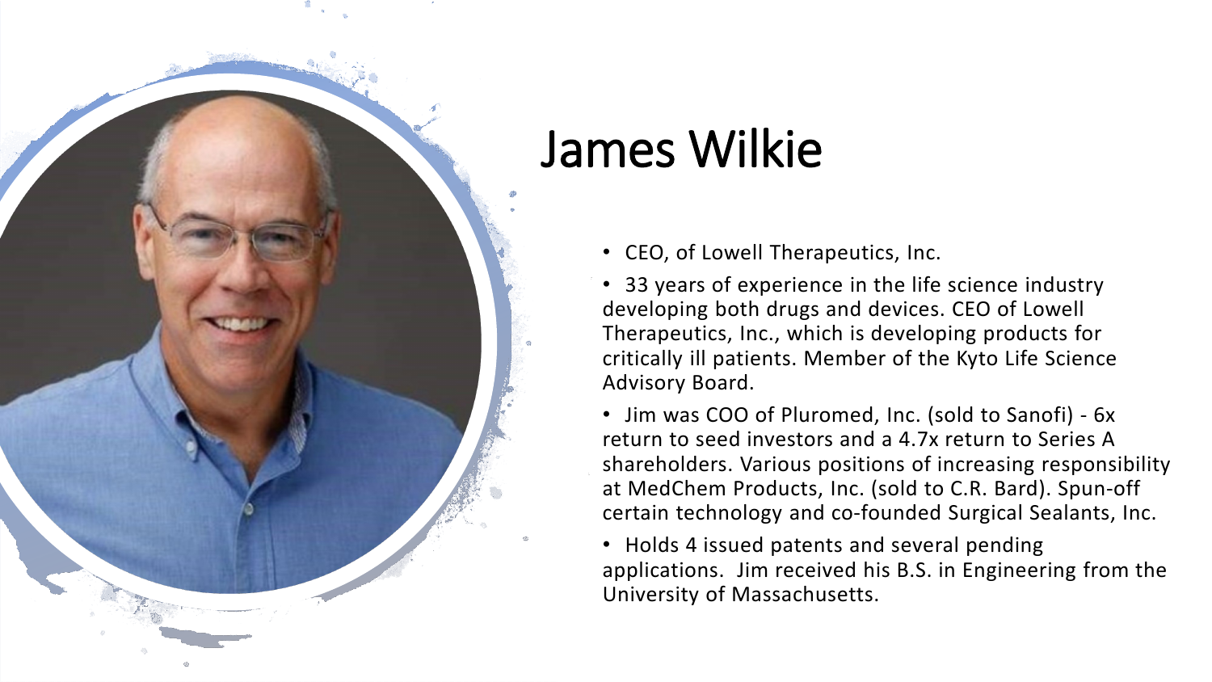# James Wilkie

- CEO, of Lowell Therapeutics, Inc.
- 33 years of experience in the life science industry developing both drugs and devices. CEO of Lowell Therapeutics, Inc., which is developing products for critically ill patients. Member of the Kyto Life Science Advisory Board.
- Jim was COO of Pluromed, Inc. (sold to Sanofi) - 6x return to seed investors and a 4.7x return to Series A shareholders. Various positions of increasing responsibility at MedChem Products, Inc. (sold to C.R. Bard). Spun-off certain technology and co-founded Surgical Sealants, Inc.
- Holds 4 issued patents and several pending applications. Jim received his B.S. in Engineering from the University of Massachusetts.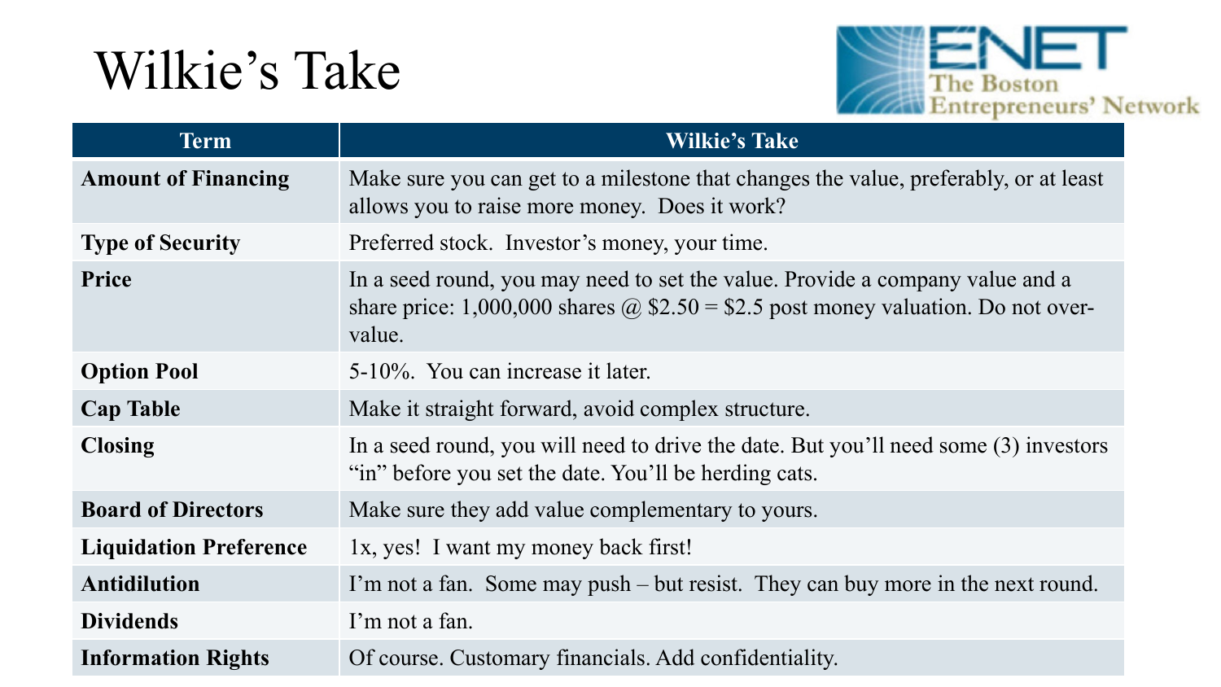# Wilkie's Take

| Term | Wilkie's Take |
| --- | --- |
| **Amount of Financing** | Make sure you can get to a milestone that changes the value, preferably, or at least allows you to raise more money. Does it work? |
| **Type of Security** | Preferred stock. Investor's money, your time. |
| **Price** | In a seed round, you may need to set the value. Provide a company value and a share price: 1,000,000 shares @ $2.50 = $2.5 post money valuation. Do not over-value. |
| **Option Pool** | 5-10%. You can increase it later. |
| **Cap Table** | Make it straight forward, avoid complex structure. |
| **Closing** | In a seed round, you will need to drive the date. But you'll need some (3) investors "in" before you set the date. You'll be herding cats. |
| **Board of Directors** | Make sure they add value complementary to yours. |
| **Liquidation Preference** | 1x, yes! I want my money back first! |
| **Antidilution** | I'm not a fan. Some may push – but resist. They can buy more in the next round. |
| **Dividends** | I'm not a fan. |
| **Information Rights** | Of course. Customary financials. Add confidentiality. |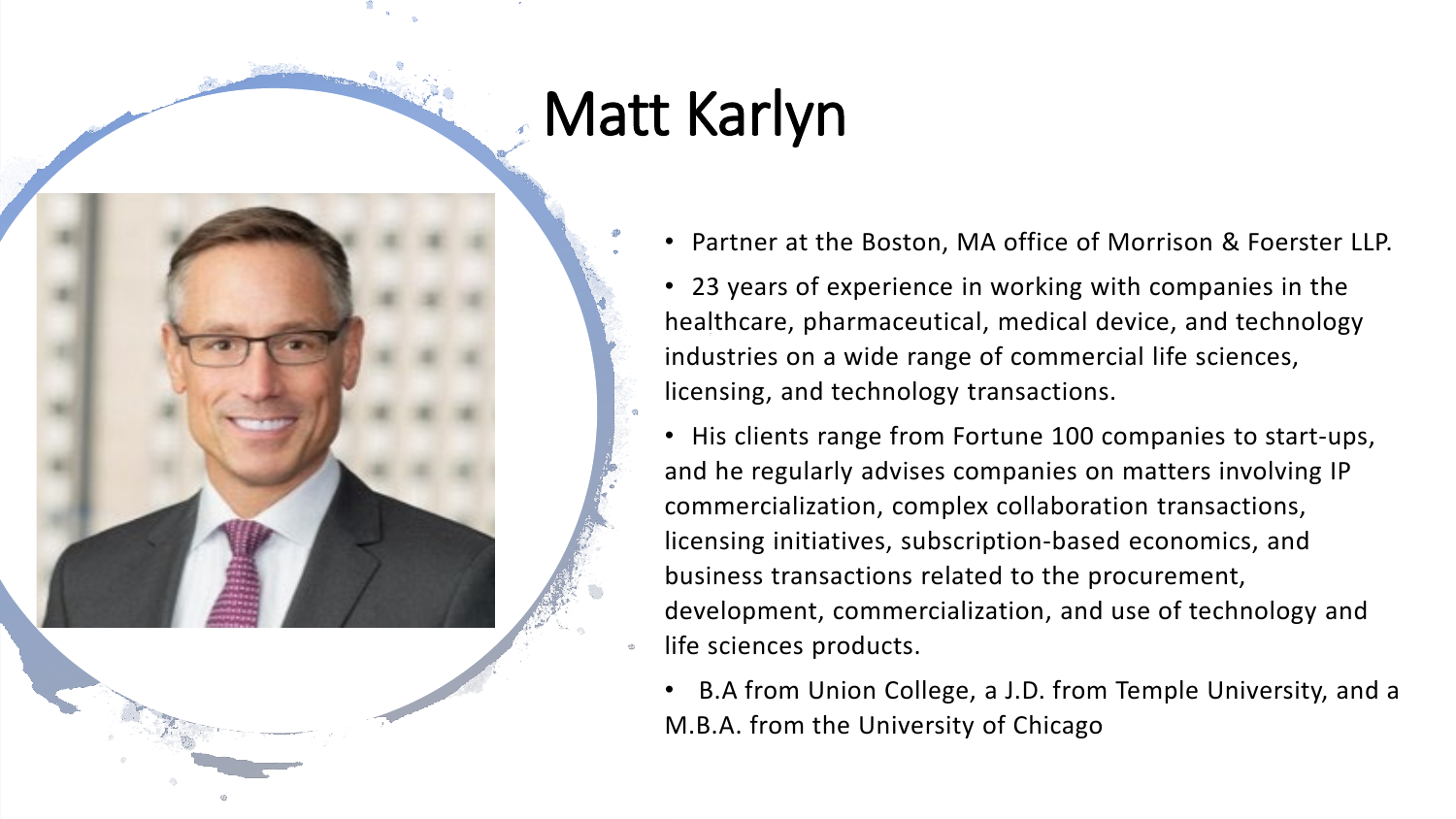# Matt Karlyn

- Partner at the Boston, MA office of Morrison & Foerster LLP.
- 23 years of experience in working with companies in the healthcare, pharmaceutical, medical device, and technology industries on a wide range of commercial life sciences, licensing, and technology transactions.
- His clients range from Fortune 100 companies to start-ups, and he regularly advises companies on matters involving IP commercialization, complex collaboration transactions, licensing initiatives, subscription-based economics, and business transactions related to the procurement, development, commercialization, and use of technology and life sciences products.
- B.A from Union College, a J.D. from Temple University, and a M.B.A. from the University of Chicago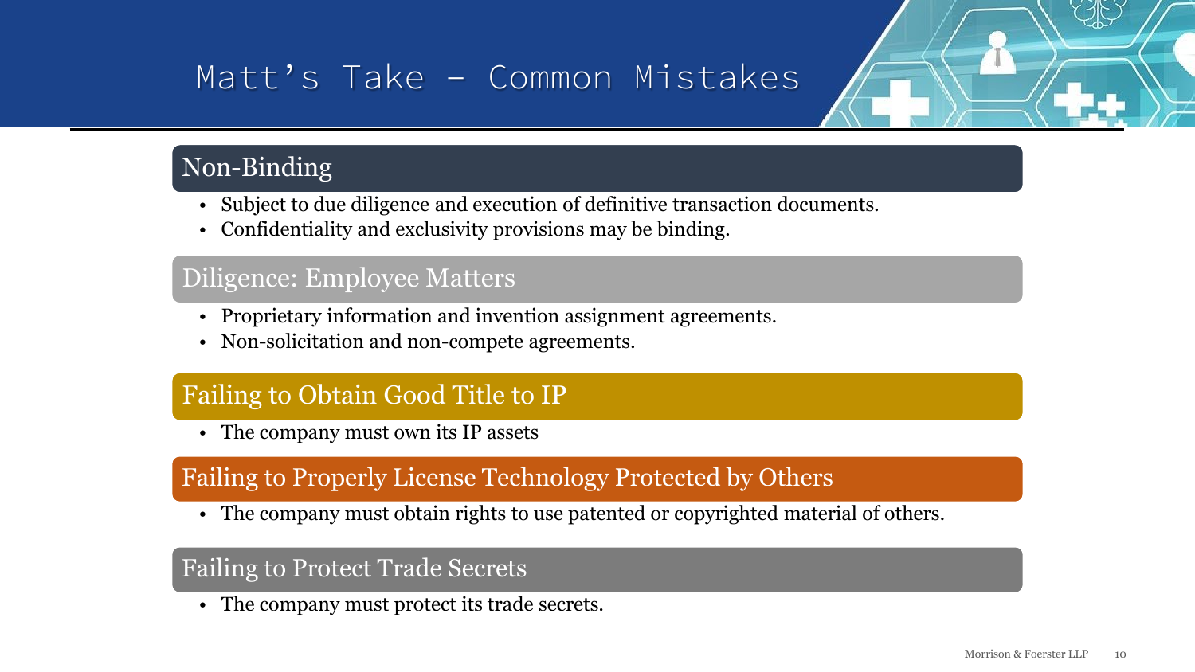# Matt's Take – Common Mistakes

## Non-Binding

- Subject to due diligence and execution of definitive transaction documents.
- Confidentiality and exclusivity provisions may be binding.

## Diligence: Employee Matters

- Proprietary information and invention assignment agreements.
- Non-solicitation and non-compete agreements.

## Failing to Obtain Good Title to IP

- The company must own its IP assets

## Failing to Properly License Technology Protected by Others

- The company must obtain rights to use patented or copyrighted material of others.

## Failing to Protect Trade Secrets

- The company must protect its trade secrets.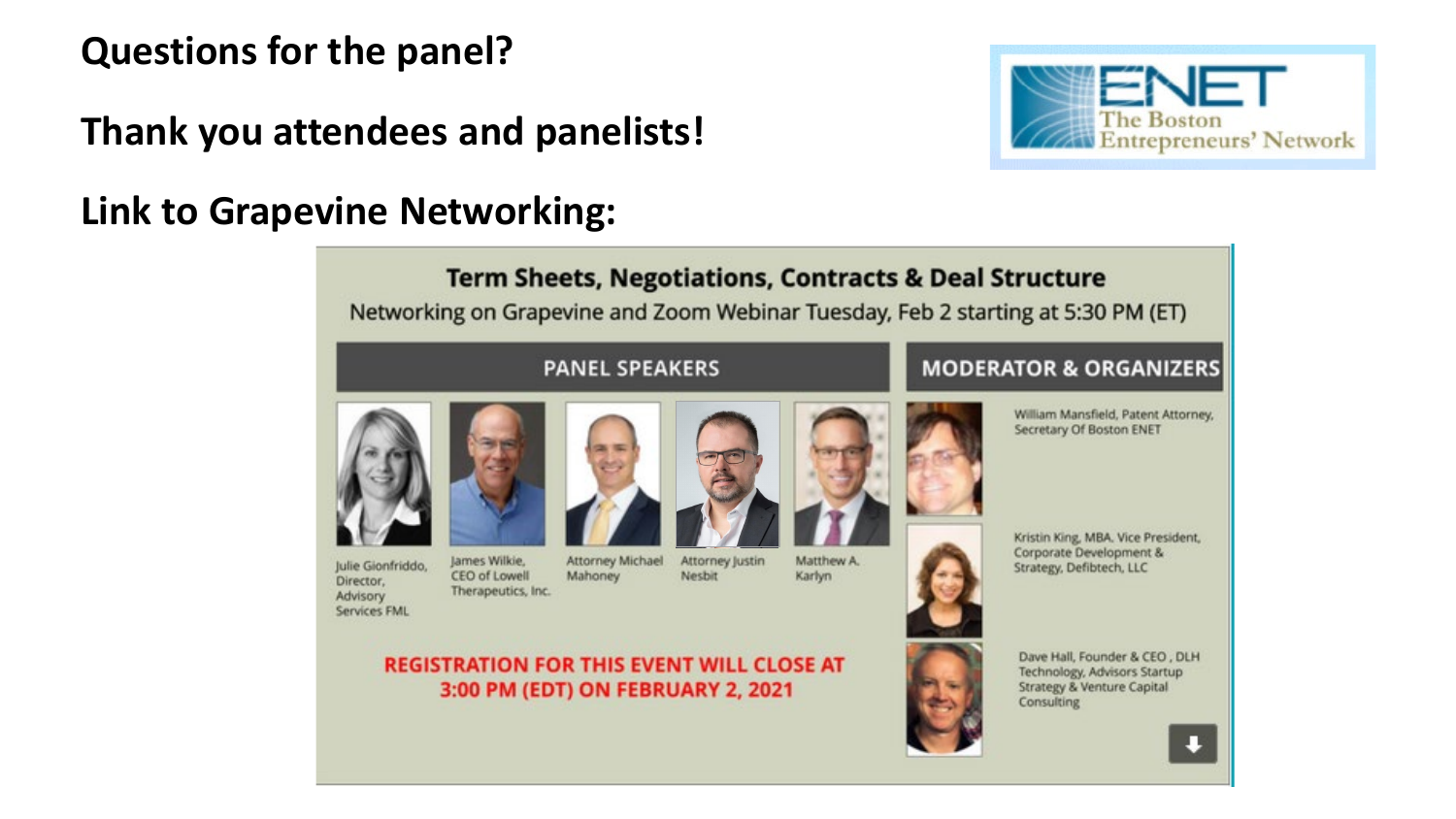**Questions for the panel?**

**Thank you attendees and panelists!**

**Link to Grapevine Networking:**

ENET The Boston Entrepreneurs' Network

## Term Sheets, Negotiations, Contracts & Deal Structure

Networking on Grapevine and Zoom Webinar Tuesday, Feb 2 starting at 5:30 PM (ET)

**PANEL SPEAKERS**

- Julie Gionfriddo, Director, Advisory Services FML
- James Wilkie, CEO of Lowell Therapeutics, Inc.
- Attorney Michael Mahoney
- Attorney Justin Nesbit
- Matthew A. Karlyn

**MODERATOR & ORGANIZERS**

- William Mansfield, Patent Attorney, Secretary Of Boston ENET
- Kristin King, MBA, Vice President, Corporate Development & Strategy, Defibtech, LLC
- Dave Hall, Founder & CEO , DLH Technology, Advisors Startup Strategy & Venture Capital Consulting

**REGISTRATION FOR THIS EVENT WILL CLOSE AT 3:00 PM (EDT) ON FEBRUARY 2, 2021**